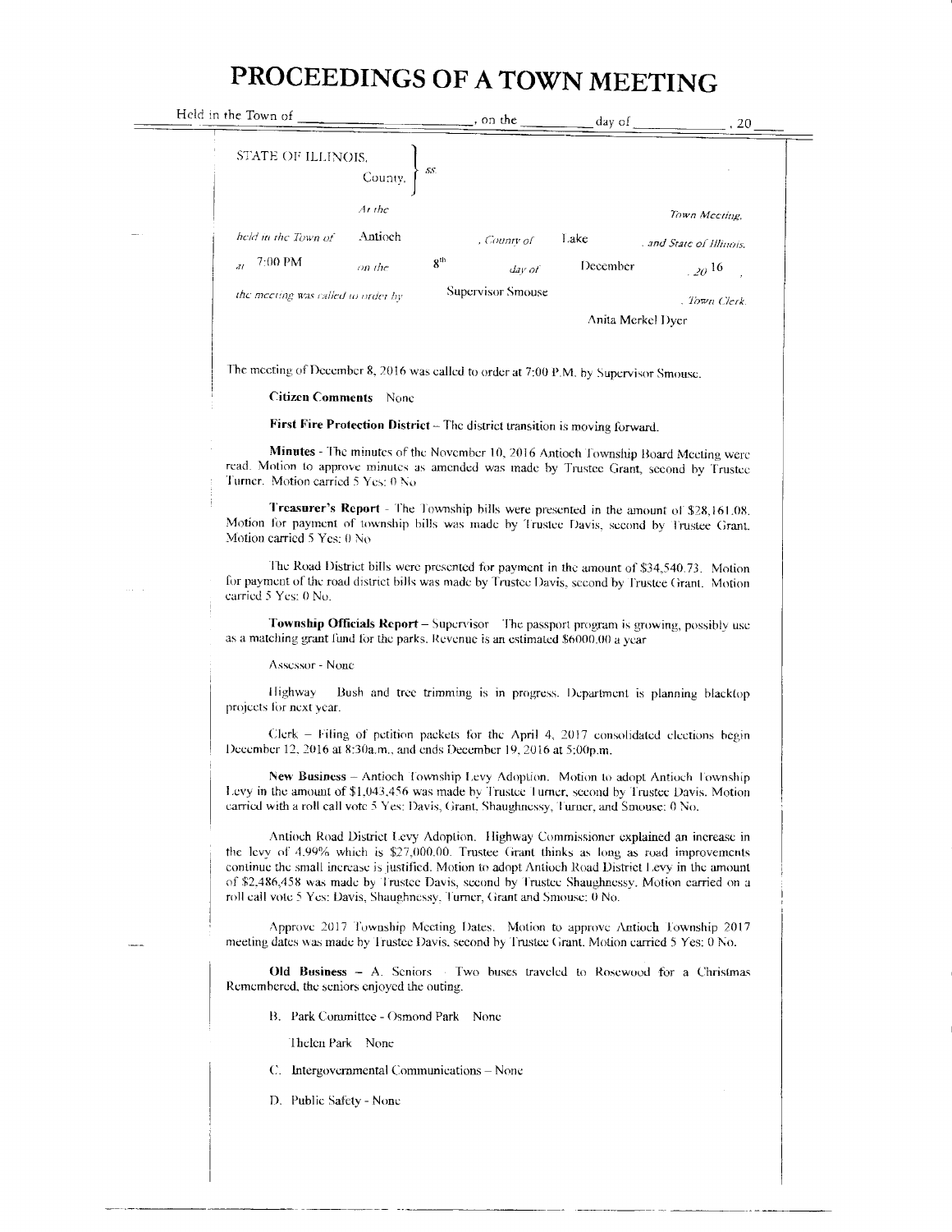# PROCEEDINGS OF A TOWN MEETING

Held in the Town of \_\_\_\_\_\_\_\_\_\_\_\_, on the \_\_\_\_\_\_ day of \_\_\_\_\_\_\_\_\_\_, 20\_\_\_

STATE OF ILLINOIS, County, } ss.

*At the* *Town Meeting,*

*held in the Town of* Antioch *, County of* Lake *, and State of Illinois,*

*at* 7:00 PM *on the* 8th *day of* December *, 20* 16 *,*

*the meeting was called to order by* Supervisor Smouse *, Town Clerk.*

Anita Merkel Dyer

The meeting of December 8, 2016 was called to order at 7:00 P.M. by Supervisor Smouse.

**Citizen Comments** None

**First Fire Protection District** – The district transition is moving forward.

**Minutes** - The minutes of the November 10, 2016 Antioch Township Board Meeting were read. Motion to approve minutes as amended was made by Trustee Grant, second by Trustee Turner. Motion carried 5 Yes: 0 No

**Treasurer's Report** - The Township bills were presented in the amount of $28,161.08. Motion for payment of township bills was made by Trustee Davis, second by Trustee Grant. Motion carried 5 Yes: 0 No

The Road District bills were presented for payment in the amount of $34,540.73. Motion for payment of the road district bills was made by Trustee Davis, second by Trustee Grant. Motion carried 5 Yes: 0 No.

**Township Officials Report** – Supervisor The passport program is growing, possibly use as a matching grant fund for the parks. Revenue is an estimated $6000.00 a year

Assessor - None

Highway Bush and tree trimming is in progress. Department is planning blacktop projects for next year.

Clerk – Filing of petition packets for the April 4, 2017 consolidated elections begin December 12, 2016 at 8:30a.m., and ends December 19, 2016 at 5:00p.m.

**New Business** – Antioch Township Levy Adoption. Motion to adopt Antioch Township Levy in the amount of $1,043,456 was made by Trustee Turner, second by Trustee Davis. Motion carried with a roll call vote 5 Yes: Davis, Grant, Shaughnessy, Turner, and Smouse: 0 No.

Antioch Road District Levy Adoption. Highway Commissioner explained an increase in the levy of 4.99% which is $27,000.00. Trustee Grant thinks as long as road improvements continue the small increase is justified. Motion to adopt Antioch Road District Levy in the amount of $2,486,458 was made by Trustee Davis, second by Trustee Shaughnessy. Motion carried on a roll call vote 5 Yes: Davis, Shaughnessy, Turner, Grant and Smouse: 0 No.

Approve 2017 Township Meeting Dates. Motion to approve Antioch Township 2017 meeting dates was made by Trustee Davis, second by Trustee Grant. Motion carried 5 Yes: 0 No.

**Old Business** – A. Seniors Two buses traveled to Rosewood for a Christmas Remembered, the seniors enjoyed the outing.

B. Park Committee - Osmond Park None

Thelen Park None

C. Intergovernmental Communications – None

D. Public Safety - None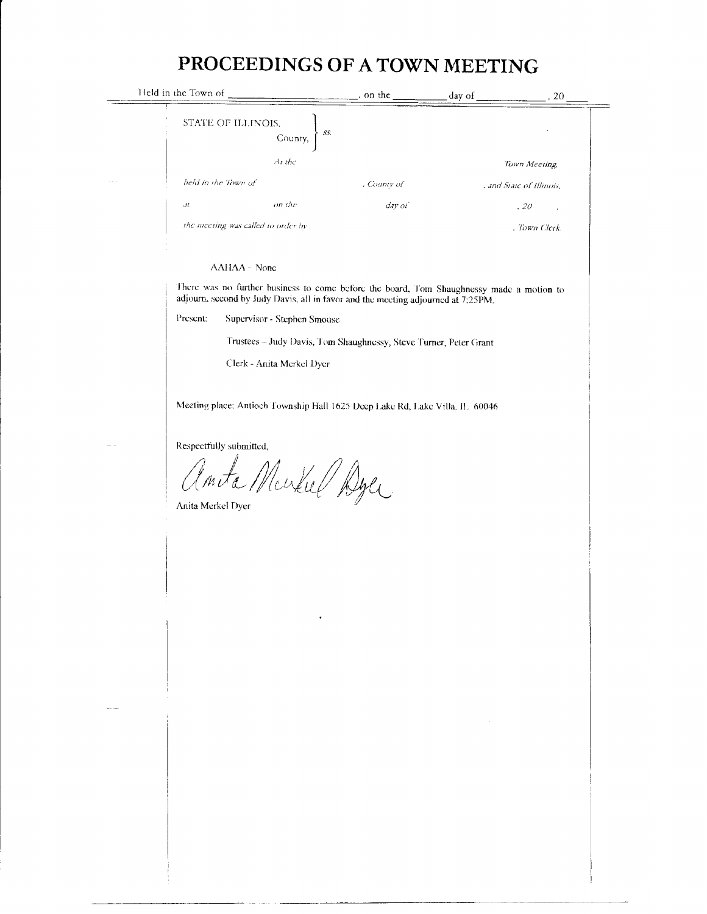# PROCEEDINGS OF A TOWN MEETING

Held in the Town of ____________________, on the __________ day of ______________, 20 ____

STATE OF ILLINOIS,
County, } ss.

*At the* *Town Meeting,*

*held in the Town of* *, County of* *, and State of Illinois,*

*at* *on the* *day of* *, 20* *.*

*the meeting was called to order by* *, Town Clerk.*

AAHAA - None

There was no further business to come before the board, Tom Shaughnessy made a motion to adjourn, second by Judy Davis, all in favor and the meeting adjourned at 7:25PM.

Present: Supervisor - Stephen Smouse

Trustees – Judy Davis, Tom Shaughnessy, Steve Turner, Peter Grant

Clerk - Anita Merkel Dyer

Meeting place: Antioch Township Hall 1625 Deep Lake Rd, Lake Villa, Il. 60046

Respectfully submitted,

Anita Merkel Dyer

Anita Merkel Dyer